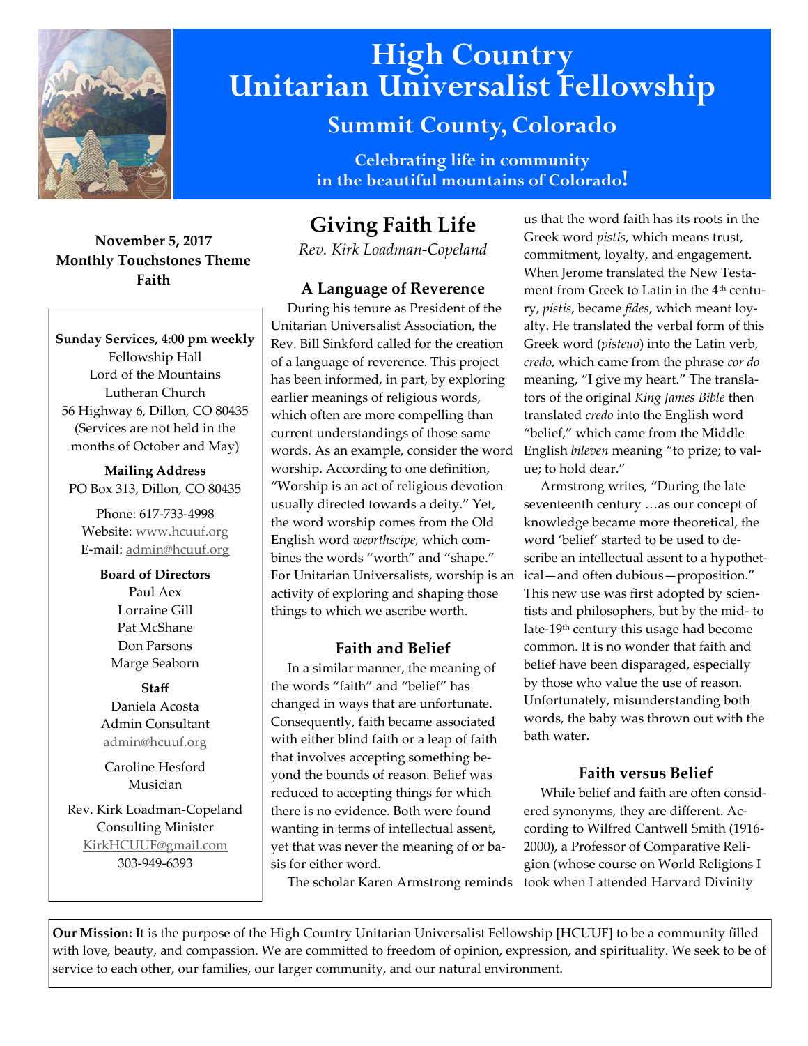# High Country Unitarian Universalist Fellowship

## Summit County, Colorado

**Celebrating life in community in the beautiful mountains of Colorado!**

**November 5, 2017**
**Monthly Touchstones Theme**
**Faith**

**Sunday Services, 4:00 pm weekly**
Fellowship Hall
Lord of the Mountains
Lutheran Church
56 Highway 6, Dillon, CO 80435
(Services are not held in the months of October and May)

**Mailing Address**
PO Box 313, Dillon, CO 80435

Phone: 617-733-4998
Website: www.hcuuf.org
E-mail: admin@hcuuf.org

**Board of Directors**
Paul Aex
Lorraine Gill
Pat McShane
Don Parsons
Marge Seaborn

**Staff**
Daniela Acosta
Admin Consultant
admin@hcuuf.org

Caroline Hesford
Musician

Rev. Kirk Loadman-Copeland
Consulting Minister
KirkHCUUF@gmail.com
303-949-6393

# Giving Faith Life

*Rev. Kirk Loadman-Copeland*

### A Language of Reverence

During his tenure as President of the Unitarian Universalist Association, the Rev. Bill Sinkford called for the creation of a language of reverence. This project has been informed, in part, by exploring earlier meanings of religious words, which often are more compelling than current understandings of those same words. As an example, consider the word worship. According to one definition, "Worship is an act of religious devotion usually directed towards a deity." Yet, the word worship comes from the Old English word *weorthscipe*, which combines the words "worth" and "shape." For Unitarian Universalists, worship is an activity of exploring and shaping those things to which we ascribe worth.

### Faith and Belief

In a similar manner, the meaning of the words "faith" and "belief" has changed in ways that are unfortunate. Consequently, faith became associated with either blind faith or a leap of faith that involves accepting something beyond the bounds of reason. Belief was reduced to accepting things for which there is no evidence. Both were found wanting in terms of intellectual assent, yet that was never the meaning of or basis for either word.

The scholar Karen Armstrong reminds us that the word faith has its roots in the Greek word *pistis*, which means trust, commitment, loyalty, and engagement. When Jerome translated the New Testament from Greek to Latin in the 4th century, *pistis*, became *fides*, which meant loyalty. He translated the verbal form of this Greek word (*pisteuo*) into the Latin verb, *credo*, which came from the phrase *cor do* meaning, "I give my heart." The translators of the original *King James Bible* then translated *credo* into the English word "belief," which came from the Middle English *bileven* meaning "to prize; to value; to hold dear."

Armstrong writes, "During the late seventeenth century …as our concept of knowledge became more theoretical, the word 'belief' started to be used to describe an intellectual assent to a hypothetical—and often dubious—proposition." This new use was first adopted by scientists and philosophers, but by the mid- to late-19th century this usage had become common. It is no wonder that faith and belief have been disparaged, especially by those who value the use of reason. Unfortunately, misunderstanding both words, the baby was thrown out with the bath water.

### Faith versus Belief

While belief and faith are often considered synonyms, they are different. According to Wilfred Cantwell Smith (1916-2000), a Professor of Comparative Religion (whose course on World Religions I took when I attended Harvard Divinity

**Our Mission:** It is the purpose of the High Country Unitarian Universalist Fellowship [HCUUF] to be a community filled with love, beauty, and compassion. We are committed to freedom of opinion, expression, and spirituality. We seek to be of service to each other, our families, our larger community, and our natural environment.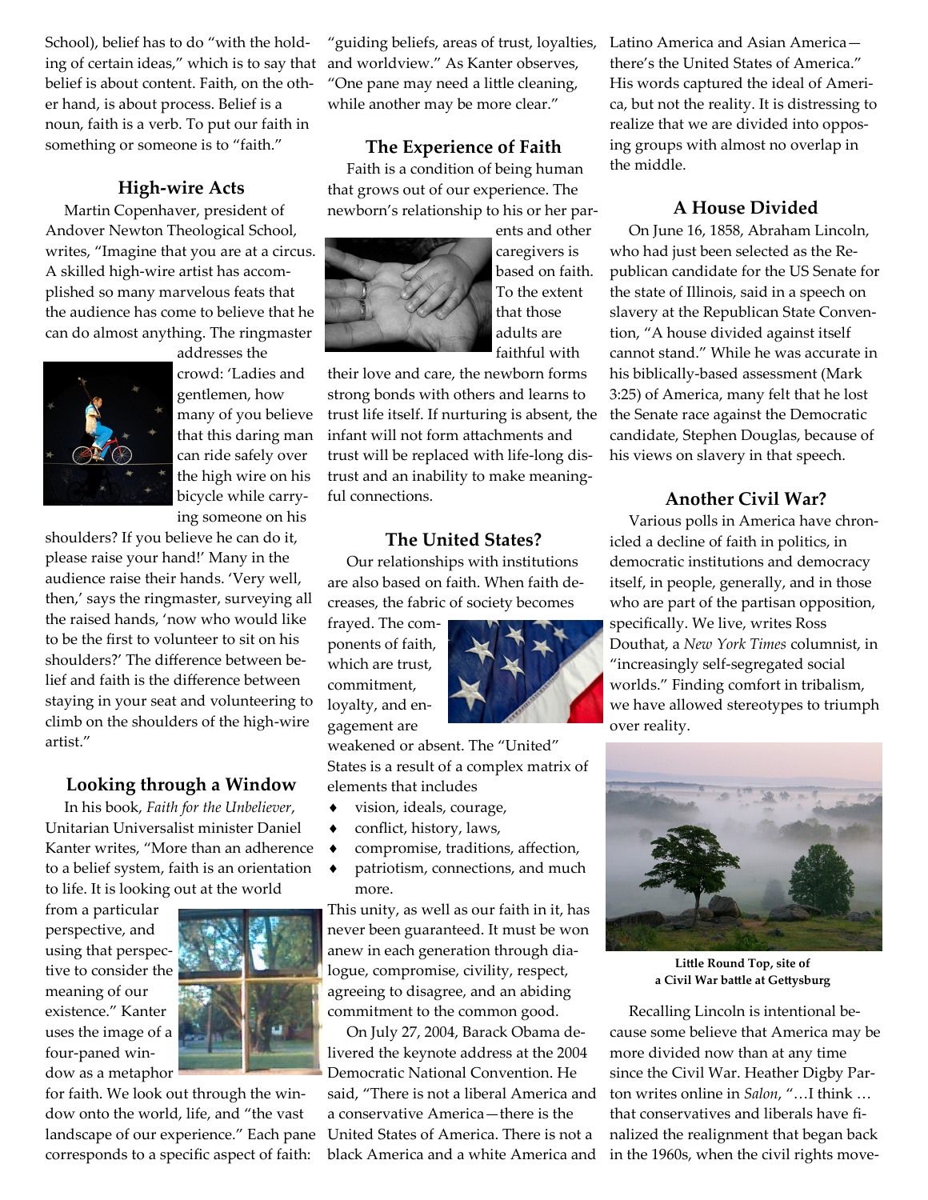School), belief has to do "with the holding of certain ideas," which is to say that belief is about content. Faith, on the other hand, is about process. Belief is a noun, faith is a verb. To put our faith in something or someone is to "faith."

### High-wire Acts

Martin Copenhaver, president of Andover Newton Theological School, writes, "Imagine that you are at a circus. A skilled high-wire artist has accomplished so many marvelous feats that the audience has come to believe that he can do almost anything. The ringmaster addresses the crowd: 'Ladies and gentlemen, how many of you believe that this daring man can ride safely over the high wire on his bicycle while carrying someone on his shoulders? If you believe he can do it, please raise your hand!' Many in the audience raise their hands. 'Very well, then,' says the ringmaster, surveying all the raised hands, 'now who would like to be the first to volunteer to sit on his shoulders?' The difference between belief and faith is the difference between staying in your seat and volunteering to climb on the shoulders of the high-wire artist."

### Looking through a Window

In his book, *Faith for the Unbeliever*, Unitarian Universalist minister Daniel Kanter writes, "More than an adherence to a belief system, faith is an orientation to life. It is looking out at the world from a particular perspective, and using that perspective to consider the meaning of our existence." Kanter uses the image of a four-paned window as a metaphor for faith. We look out through the window onto the world, life, and "the vast landscape of our experience." Each pane corresponds to a specific aspect of faith: "guiding beliefs, areas of trust, loyalties, and worldview." As Kanter observes, "One pane may need a little cleaning, while another may be more clear."

### The Experience of Faith

Faith is a condition of being human that grows out of our experience. The newborn's relationship to his or her parents and other caregivers is based on faith. To the extent that those adults are faithful with their love and care, the newborn forms strong bonds with others and learns to trust life itself. If nurturing is absent, the infant will not form attachments and trust will be replaced with life-long distrust and an inability to make meaningful connections.

### The United States?

Our relationships with institutions are also based on faith. When faith decreases, the fabric of society becomes frayed. The components of faith, which are trust, commitment, loyalty, and engagement are weakened or absent. The "United" States is a result of a complex matrix of elements that includes

- vision, ideals, courage,
- conflict, history, laws,
- compromise, traditions, affection,
- patriotism, connections, and much more.

This unity, as well as our faith in it, has never been guaranteed. It must be won anew in each generation through dialogue, compromise, civility, respect, agreeing to disagree, and an abiding commitment to the common good.

On July 27, 2004, Barack Obama delivered the keynote address at the 2004 Democratic National Convention. He said, "There is not a liberal America and a conservative America—there is the United States of America. There is not a black America and a white America and Latino America and Asian America—there's the United States of America." His words captured the ideal of America, but not the reality. It is distressing to realize that we are divided into opposing groups with almost no overlap in the middle.

### A House Divided

On June 16, 1858, Abraham Lincoln, who had just been selected as the Republican candidate for the US Senate for the state of Illinois, said in a speech on slavery at the Republican State Convention, "A house divided against itself cannot stand." While he was accurate in his biblically-based assessment (Mark 3:25) of America, many felt that he lost the Senate race against the Democratic candidate, Stephen Douglas, because of his views on slavery in that speech.

### Another Civil War?

Various polls in America have chronicled a decline of faith in politics, in democratic institutions and democracy itself, in people, generally, and in those who are part of the partisan opposition, specifically. We live, writes Ross Douthat, a *New York Times* columnist, in "increasingly self-segregated social worlds." Finding comfort in tribalism, we have allowed stereotypes to triumph over reality.

**Little Round Top, site of a Civil War battle at Gettysburg**

Recalling Lincoln is intentional because some believe that America may be more divided now than at any time since the Civil War. Heather Digby Parton writes online in *Salon*, "…I think … that conservatives and liberals have finalized the realignment that began back in the 1960s, when the civil rights move-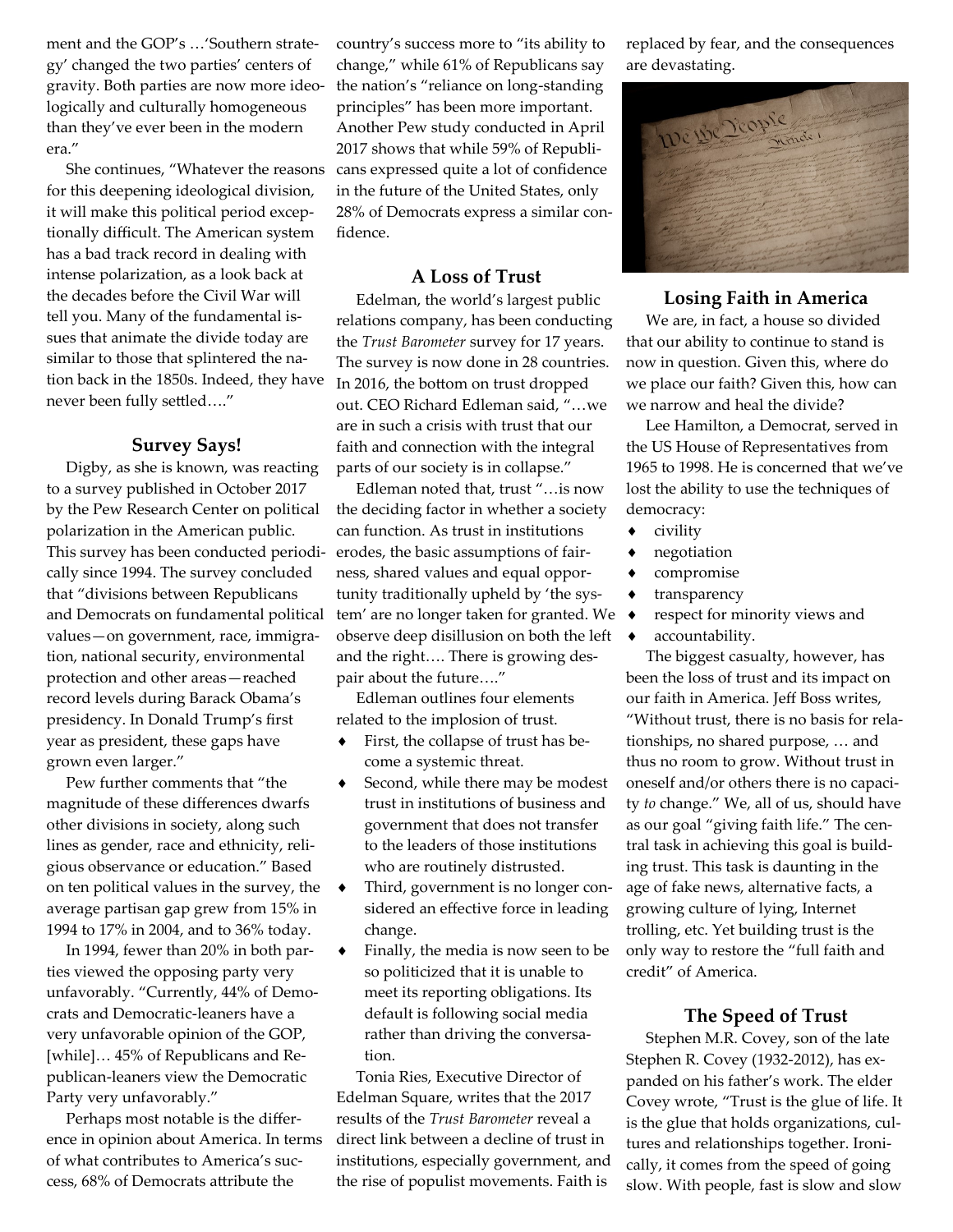ment and the GOP's …'Southern strategy' changed the two parties' centers of gravity. Both parties are now more ideologically and culturally homogeneous than they've ever been in the modern era."

She continues, "Whatever the reasons for this deepening ideological division, it will make this political period exceptionally difficult. The American system has a bad track record in dealing with intense polarization, as a look back at the decades before the Civil War will tell you. Many of the fundamental issues that animate the divide today are similar to those that splintered the nation back in the 1850s. Indeed, they have never been fully settled…."

### Survey Says!

Digby, as she is known, was reacting to a survey published in October 2017 by the Pew Research Center on political polarization in the American public. This survey has been conducted periodically since 1994. The survey concluded that "divisions between Republicans and Democrats on fundamental political values—on government, race, immigration, national security, environmental protection and other areas—reached record levels during Barack Obama's presidency. In Donald Trump's first year as president, these gaps have grown even larger."

Pew further comments that "the magnitude of these differences dwarfs other divisions in society, along such lines as gender, race and ethnicity, religious observance or education." Based on ten political values in the survey, the average partisan gap grew from 15% in 1994 to 17% in 2004, and to 36% today.

In 1994, fewer than 20% in both parties viewed the opposing party very unfavorably. "Currently, 44% of Democrats and Democratic-leaners have a very unfavorable opinion of the GOP, [while]… 45% of Republicans and Republican-leaners view the Democratic Party very unfavorably."

Perhaps most notable is the difference in opinion about America. In terms of what contributes to America's success, 68% of Democrats attribute the country's success more to "its ability to change," while 61% of Republicans say the nation's "reliance on long-standing principles" has been more important. Another Pew study conducted in April 2017 shows that while 59% of Republicans expressed quite a lot of confidence in the future of the United States, only 28% of Democrats express a similar confidence.

### A Loss of Trust

Edelman, the world's largest public relations company, has been conducting the *Trust Barometer* survey for 17 years. The survey is now done in 28 countries. In 2016, the bottom on trust dropped out. CEO Richard Edleman said, "…we are in such a crisis with trust that our faith and connection with the integral parts of our society is in collapse."

Edleman noted that, trust "…is now the deciding factor in whether a society can function. As trust in institutions erodes, the basic assumptions of fairness, shared values and equal opportunity traditionally upheld by 'the system' are no longer taken for granted. We observe deep disillusion on both the left and the right…. There is growing despair about the future…."

Edleman outlines four elements related to the implosion of trust.

- First, the collapse of trust has become a systemic threat.
- Second, while there may be modest trust in institutions of business and government that does not transfer to the leaders of those institutions who are routinely distrusted.
- Third, government is no longer considered an effective force in leading change.
- Finally, the media is now seen to be so politicized that it is unable to meet its reporting obligations. Its default is following social media rather than driving the conversation.

Tonia Ries, Executive Director of Edelman Square, writes that the 2017 results of the *Trust Barometer* reveal a direct link between a decline of trust in institutions, especially government, and the rise of populist movements. Faith is replaced by fear, and the consequences are devastating.

### Losing Faith in America

We are, in fact, a house so divided that our ability to continue to stand is now in question. Given this, where do we place our faith? Given this, how can we narrow and heal the divide?

Lee Hamilton, a Democrat, served in the US House of Representatives from 1965 to 1998. He is concerned that we've lost the ability to use the techniques of democracy:

- civility
- negotiation
- compromise
- transparency
- respect for minority views and
- accountability.

The biggest casualty, however, has been the loss of trust and its impact on our faith in America. Jeff Boss writes, "Without trust, there is no basis for relationships, no shared purpose, … and thus no room to grow. Without trust in oneself and/or others there is no capacity *to* change." We, all of us, should have as our goal "giving faith life." The central task in achieving this goal is building trust. This task is daunting in the age of fake news, alternative facts, a growing culture of lying, Internet trolling, etc. Yet building trust is the only way to restore the "full faith and credit" of America.

### The Speed of Trust

Stephen M.R. Covey, son of the late Stephen R. Covey (1932-2012), has expanded on his father's work. The elder Covey wrote, "Trust is the glue of life. It is the glue that holds organizations, cultures and relationships together. Ironically, it comes from the speed of going slow. With people, fast is slow and slow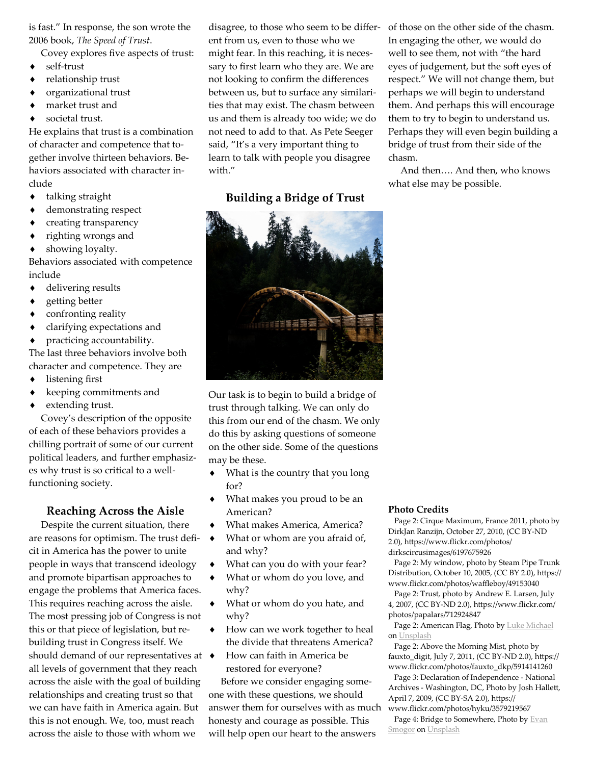is fast." In response, the son wrote the 2006 book, *The Speed of Trust*.

Covey explores five aspects of trust:

- self-trust
- relationship trust
- organizational trust
- market trust and
- societal trust.

He explains that trust is a combination of character and competence that together involve thirteen behaviors. Behaviors associated with character include

- talking straight
- demonstrating respect
- creating transparency
- righting wrongs and
- showing loyalty.

Behaviors associated with competence include

- delivering results
- getting better
- confronting reality
- clarifying expectations and
- practicing accountability.

The last three behaviors involve both character and competence. They are

- listening first
- keeping commitments and
- extending trust.

Covey's description of the opposite of each of these behaviors provides a chilling portrait of some of our current political leaders, and further emphasizes why trust is so critical to a well-functioning society.

## Reaching Across the Aisle

Despite the current situation, there are reasons for optimism. The trust deficit in America has the power to unite people in ways that transcend ideology and promote bipartisan approaches to engage the problems that America faces. This requires reaching across the aisle. The most pressing job of Congress is not this or that piece of legislation, but rebuilding trust in Congress itself. We should demand of our representatives at all levels of government that they reach across the aisle with the goal of building relationships and creating trust so that we can have faith in America again. But this is not enough. We, too, must reach across the aisle to those with whom we disagree, to those who seem to be different from us, even to those who we might fear. In this reaching, it is necessary to first learn who they are. We are not looking to confirm the differences between us, but to surface any similarities that may exist. The chasm between us and them is already too wide; we do not need to add to that. As Pete Seeger said, "It's a very important thing to learn to talk with people you disagree with."

## Building a Bridge of Trust

Our task is to begin to build a bridge of trust through talking. We can only do this from our end of the chasm. We only do this by asking questions of someone on the other side. Some of the questions may be these.

- What is the country that you long for?
- What makes you proud to be an American?
- What makes America, America?
- What or whom are you afraid of, and why?
- What can you do with your fear?
- What or whom do you love, and why?
- What or whom do you hate, and why?
- How can we work together to heal the divide that threatens America?
- How can faith in America be restored for everyone?

Before we consider engaging someone with these questions, we should answer them for ourselves with as much honesty and courage as possible. This will help open our heart to the answers of those on the other side of the chasm. In engaging the other, we would do well to see them, not with "the hard eyes of judgement, but the soft eyes of respect." We will not change them, but perhaps we will begin to understand them. And perhaps this will encourage them to try to begin to understand us. Perhaps they will even begin building a bridge of trust from their side of the chasm.

And then…. And then, who knows what else may be possible.

**Photo Credits**

Page 2: Cirque Maximum, France 2011, photo by DirkJan Ranzijn, October 27, 2010, (CC BY-ND 2.0), https://www.flickr.com/photos/dirkscircusimages/6197675926

Page 2: My window, photo by Steam Pipe Trunk Distribution, October 10, 2005, (CC BY 2.0), https://www.flickr.com/photos/waffleboy/49153040

Page 2: Trust, photo by Andrew E. Larsen, July 4, 2007, (CC BY-ND 2.0), https://www.flickr.com/photos/papalars/712924847

Page 2: American Flag, Photo by Luke Michael on Unsplash

Page 2: Above the Morning Mist, photo by fauxto_digit, July 7, 2011, (CC BY-ND 2.0), https://www.flickr.com/photos/fauxto_dkp/5914141260

Page 3: Declaration of Independence - National Archives - Washington, DC, Photo by Josh Hallett, April 7, 2009, (CC BY-SA 2.0), https://www.flickr.com/photos/hyku/3579219567

Page 4: Bridge to Somewhere, Photo by Evan Smogor on Unsplash